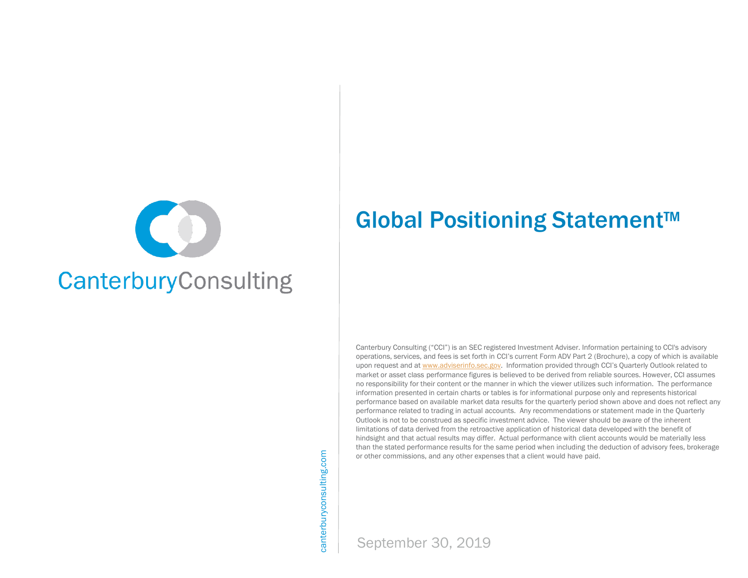CanterburyConsulting

# Global Positioning Statement™

Canterbury Consulting ("CCI") is an SEC registered Investment Adviser. Information pertaining to CCI's advisory operations, services, and fees is set forth in CCI's current Form ADV Part 2 (Brochure), a copy of which is available upon request and at www.adviserinfo.sec.gov. Information provided through CCI's Quarterly Outlook related to market or asset class performance figures is believed to be derived from reliable sources. However, CCI assumes no responsibility for their content or the manner in which the viewer utilizes such information. The performance information presented in certain charts or tables is for informational purpose only and represents historical performance based on available market data results for the quarterly period shown above and does not reflect any performance related to trading in actual accounts. Any recommendations or statement made in the Quarterly Outlook is not to be construed as specific investment advice. The viewer should be aware of the inherent limitations of data derived from the retroactive application of historical data developed with the benefit of hindsight and that actual results may differ. Actual performance with client accounts would be materially less than the stated performance results for the same period when including the deduction of advisory fees, brokerage or other commissions, and any other expenses that a client would have paid.

canterburyconsulting.com

September 30, 2019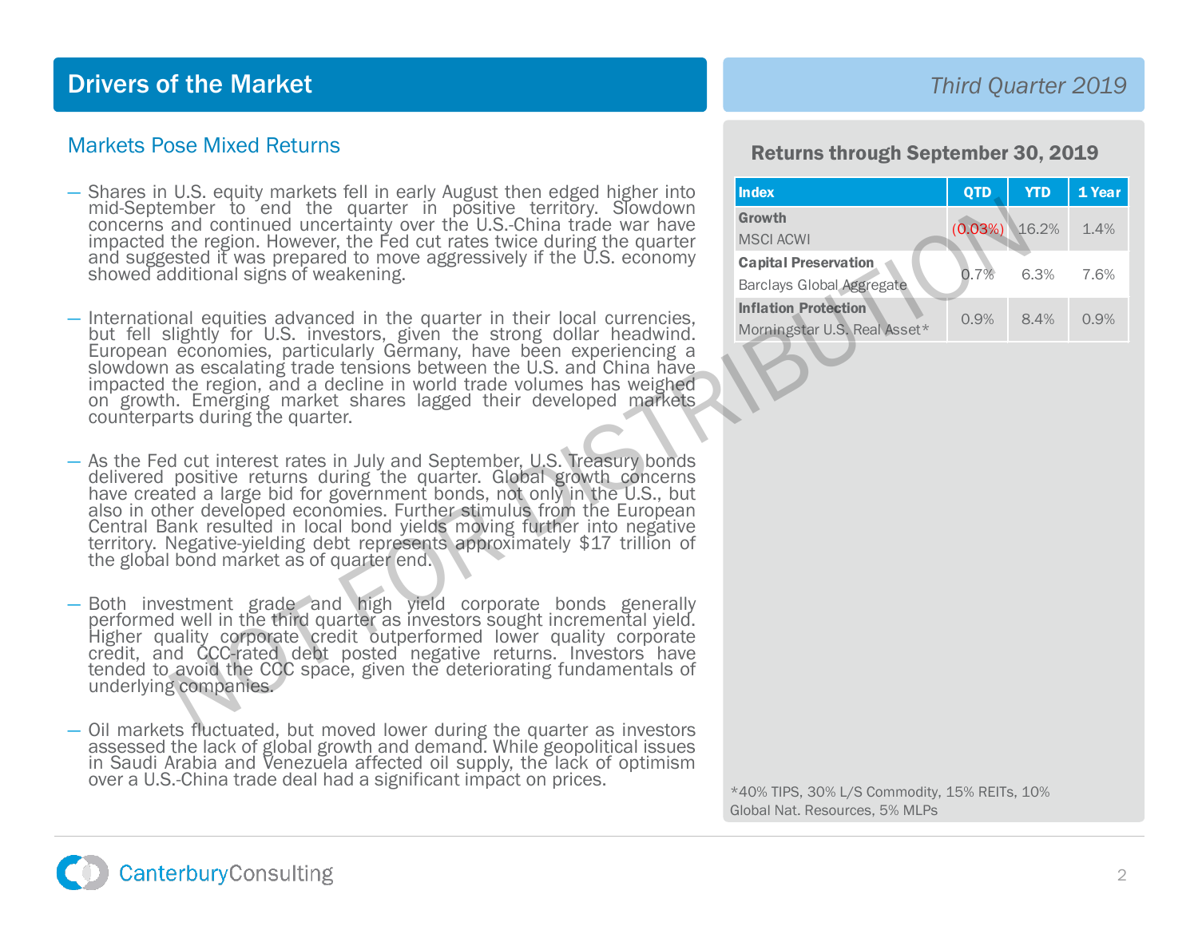# Drivers of the Market

*Third Quarter 2019*

## Markets Pose Mixed Returns

- Shares in U.S. equity markets fell in early August then edged higher into mid-September to end the quarter in positive territory. Slowdown concerns and continued uncertainty over the U.S.-China trade war have impacted the region. However, the Fed cut rates twice during the quarter and suggested it was prepared to move aggressively if the U.S. economy showed additional signs of weakening.

- International equities advanced in the quarter in their local currencies, but fell slightly for U.S. investors, given the strong dollar headwind. European economies, particularly Germany, have been experiencing a slowdown as escalating trade tensions between the U.S. and China have impacted the region, and a decline in world trade volumes has weighed on growth. Emerging market shares lagged their developed markets counterparts during the quarter.

- As the Fed cut interest rates in July and September, U.S. Treasury bonds delivered positive returns during the quarter. Global growth concerns have created a large bid for government bonds, not only in the U.S., but also in other developed economies. Further stimulus from the European Central Bank resulted in local bond yields moving further into negative territory. Negative-yielding debt represents approximately $17 trillion of the global bond market as of quarter end.

- Both investment grade and high yield corporate bonds generally performed well in the third quarter as investors sought incremental yield. Higher quality corporate credit outperformed lower quality corporate credit, and CCC-rated debt posted negative returns. Investors have tended to avoid the CCC space, given the deteriorating fundamentals of underlying companies.

- Oil markets fluctuated, but moved lower during the quarter as investors assessed the lack of global growth and demand. While geopolitical issues in Saudi Arabia and Venezuela affected oil supply, the lack of optimism over a U.S.-China trade deal had a significant impact on prices.

### Returns through September 30, 2019

| Index | QTD | YTD | 1 Year |
|---|---|---|---|
| **Growth**<br>MSCI ACWI | (0.03%) | 16.2% | 1.4% |
| **Capital Preservation**<br>Barclays Global Aggregate | 0.7% | 6.3% | 7.6% |
| **Inflation Protection**<br>Morningstar U.S. Real Asset* | 0.9% | 8.4% | 0.9% |

*40% TIPS, 30% L/S Commodity, 15% REITs, 10% Global Nat. Resources, 5% MLPs

NOT FOR DISTRIBUTION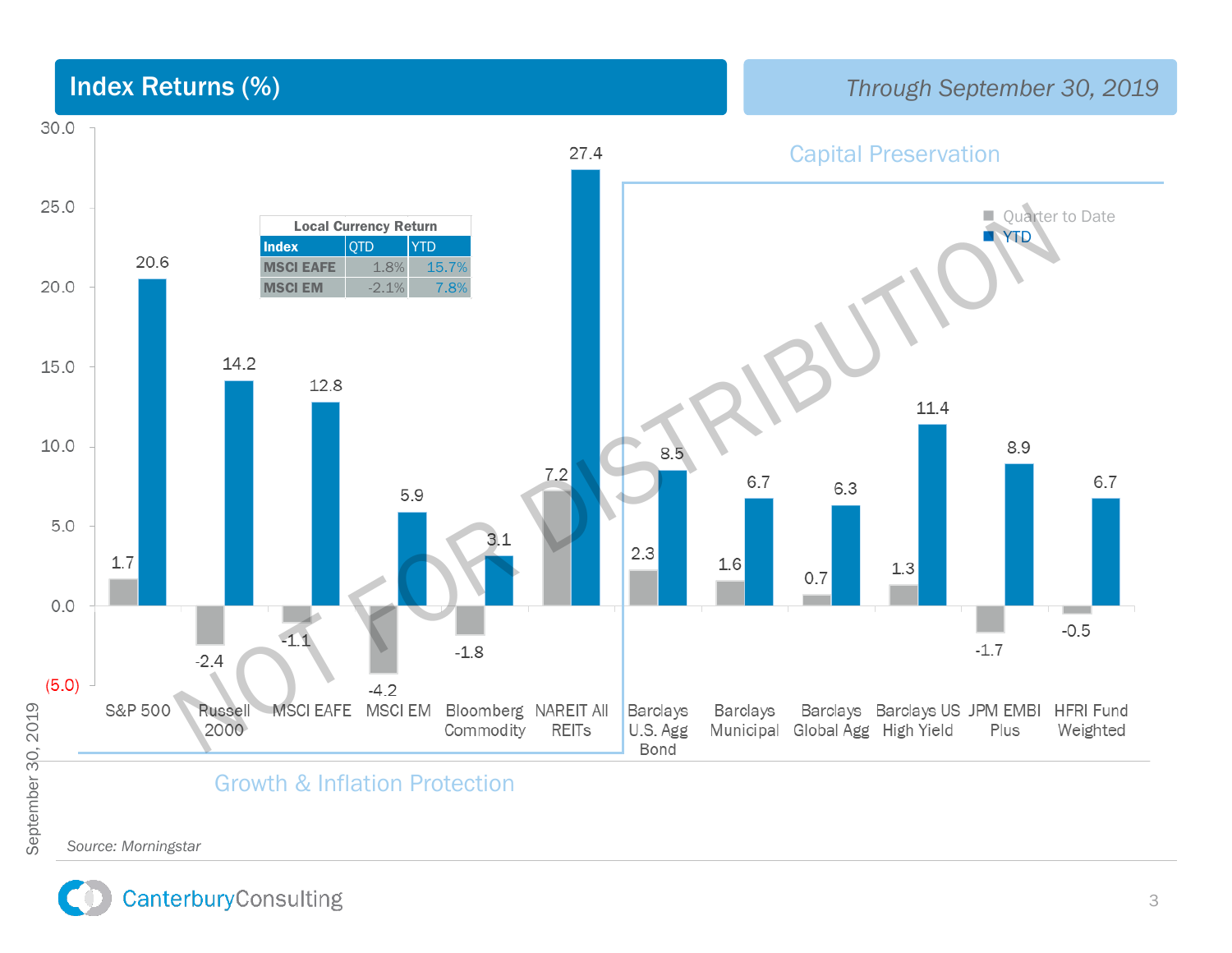# Index Returns (%)

*Through September 30, 2019*

| Local Currency Return | | |
|---|---|---|
| **Index** | QTD | YTD |
| **MSCI EAFE** | 1.8% | 15.7% |
| **MSCI EM** | -2.1% | 7.8% |

**Growth & Inflation Protection**

| Index | Quarter to Date | YTD |
|---|---|---|
| S&P 500 | 1.7 | 20.6 |
| Russell 2000 | -2.4 | 14.2 |
| MSCI EAFE | -1.1 | 12.8 |
| MSCI EM | -4.2 | 5.9 |
| Bloomberg Commodity | -1.8 | 3.1 |
| NAREIT All REITs | 7.2 | 27.4 |

**Capital Preservation**

| Index | Quarter to Date | YTD |
|---|---|---|
| Barclays U.S. Agg Bond | 2.3 | 8.5 |
| Barclays Municipal | 1.6 | 6.7 |
| Barclays Global Agg | 0.7 | 6.3 |
| Barclays US High Yield | 1.3 | 11.4 |
| JPM EMBI Plus | -1.7 | 8.9 |
| HFRI Fund Weighted | -0.5 | 6.7 |

NOT FOR DISTRIBUTION

*Source: Morningstar*

September 30, 2019

CanterburyConsulting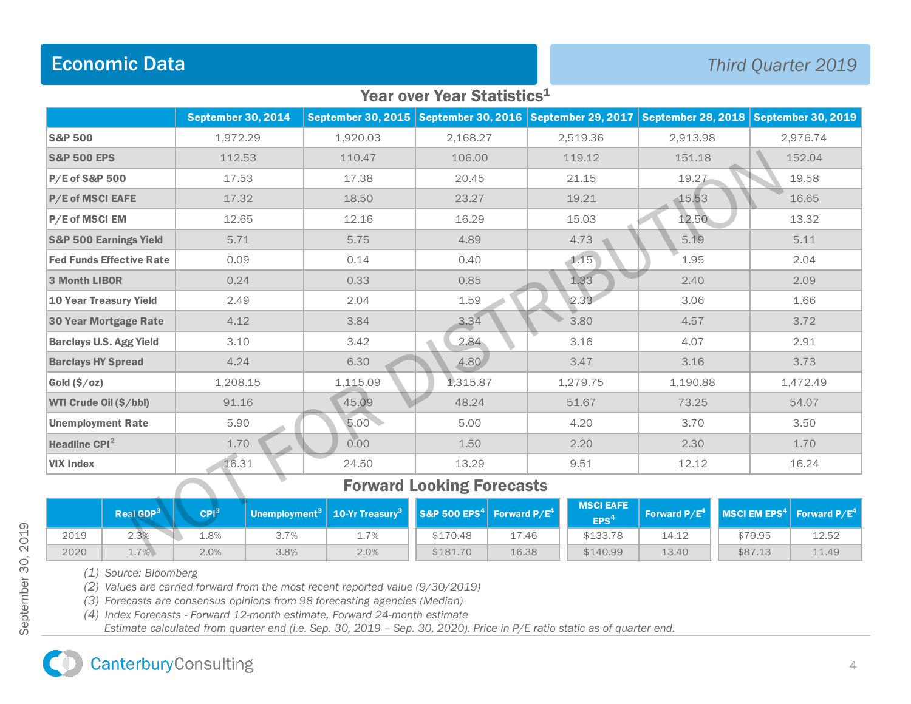## Economic Data

*Third Quarter 2019*

### Year over Year Statistics[1]

| | September 30, 2014 | September 30, 2015 | September 30, 2016 | September 29, 2017 | September 28, 2018 | September 30, 2019 |
|---|---|---|---|---|---|---|
| **S&P 500** | 1,972.29 | 1,920.03 | 2,168.27 | 2,519.36 | 2,913.98 | 2,976.74 |
| **S&P 500 EPS** | 112.53 | 110.47 | 106.00 | 119.12 | 151.18 | 152.04 |
| **P/E of S&P 500** | 17.53 | 17.38 | 20.45 | 21.15 | 19.27 | 19.58 |
| **P/E of MSCI EAFE** | 17.32 | 18.50 | 23.27 | 19.21 | 15.53 | 16.65 |
| **P/E of MSCI EM** | 12.65 | 12.16 | 16.29 | 15.03 | 12.50 | 13.32 |
| **S&P 500 Earnings Yield** | 5.71 | 5.75 | 4.89 | 4.73 | 5.19 | 5.11 |
| **Fed Funds Effective Rate** | 0.09 | 0.14 | 0.40 | 1.15 | 1.95 | 2.04 |
| **3 Month LIBOR** | 0.24 | 0.33 | 0.85 | 1.33 | 2.40 | 2.09 |
| **10 Year Treasury Yield** | 2.49 | 2.04 | 1.59 | 2.33 | 3.06 | 1.66 |
| **30 Year Mortgage Rate** | 4.12 | 3.84 | 3.34 | 3.80 | 4.57 | 3.72 |
| **Barclays U.S. Agg Yield** | 3.10 | 3.42 | 2.84 | 3.16 | 4.07 | 2.91 |
| **Barclays HY Spread** | 4.24 | 6.30 | 4.80 | 3.47 | 3.16 | 3.73 |
| **Gold ($/oz)** | 1,208.15 | 1,115.09 | 1,315.87 | 1,279.75 | 1,190.88 | 1,472.49 |
| **WTI Crude Oil ($/bbl)** | 91.16 | 45.09 | 48.24 | 51.67 | 73.25 | 54.07 |
| **Unemployment Rate** | 5.90 | 5.00 | 5.00 | 4.20 | 3.70 | 3.50 |
| **Headline CPI[2]** | 1.70 | 0.00 | 1.50 | 2.20 | 2.30 | 1.70 |
| **VIX Index** | 16.31 | 24.50 | 13.29 | 9.51 | 12.12 | 16.24 |

### Forward Looking Forecasts

| | Real GDP[3] | CPI[3] | Unemployment[3] | 10-Yr Treasury[3] | S&P 500 EPS[4] | Forward P/E[4] | MSCI EAFE EPS[4] | Forward P/E[4] | MSCI EM EPS[4] | Forward P/E[4] |
|---|---|---|---|---|---|---|---|---|---|---|
| 2019 | 2.3% | 1.8% | 3.7% | 1.7% | $170.48 | 17.46 | $133.78 | 14.12 | $79.95 | 12.52 |
| 2020 | 1.7% | 2.0% | 3.8% | 2.0% | $181.70 | 16.38 | $140.99 | 13.40 | $87.13 | 11.49 |

*(1) Source: Bloomberg*
*(2) Values are carried forward from the most recent reported value (9/30/2019)*
*(3) Forecasts are consensus opinions from 98 forecasting agencies (Median)*
*(4) Index Forecasts - Forward 12-month estimate, Forward 24-month estimate*
*Estimate calculated from quarter end (i.e. Sep. 30, 2019 – Sep. 30, 2020). Price in P/E ratio static as of quarter end.*

NOT FOR DISTRIBUTION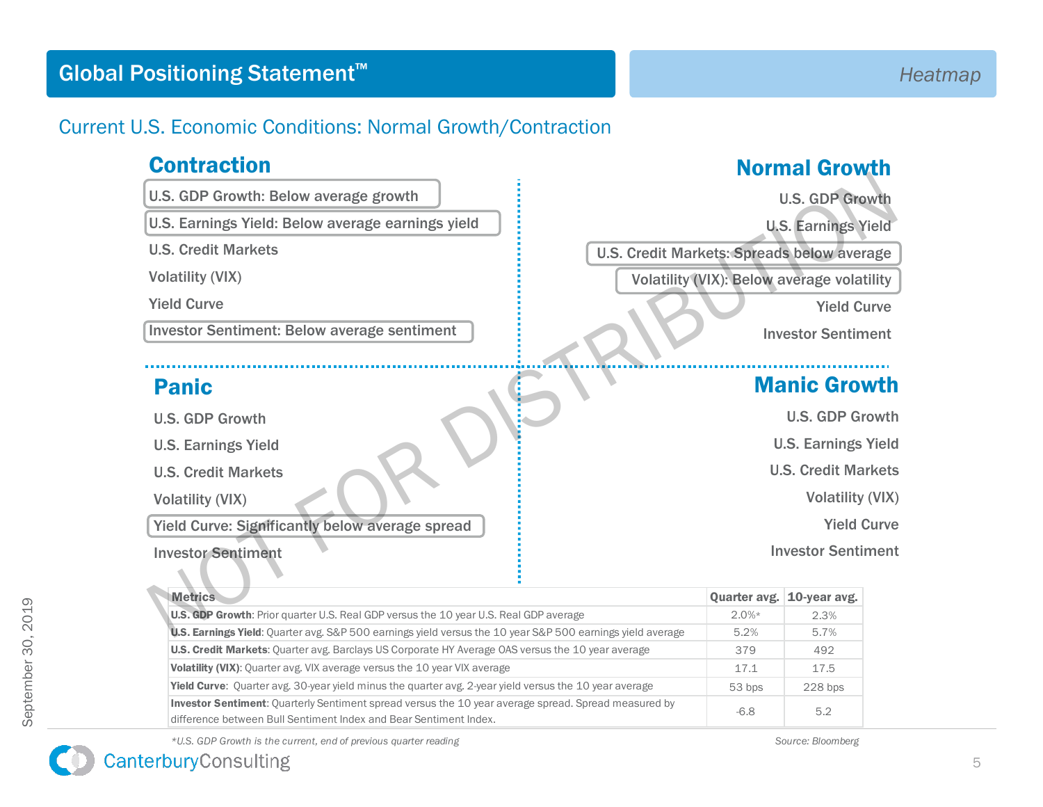# Global Positioning Statement™

*Heatmap*

## Current U.S. Economic Conditions: Normal Growth/Contraction

### Contraction

- **U.S. GDP Growth: Below average growth**
- **U.S. Earnings Yield: Below average earnings yield**
- U.S. Credit Markets
- Volatility (VIX)
- Yield Curve
- **Investor Sentiment: Below average sentiment**

### Normal Growth

- U.S. GDP Growth
- U.S. Earnings Yield
- **U.S. Credit Markets: Spreads below average**
- **Volatility (VIX): Below average volatility**
- Yield Curve
- Investor Sentiment

### Panic

- U.S. GDP Growth
- U.S. Earnings Yield
- U.S. Credit Markets
- Volatility (VIX)
- **Yield Curve: Significantly below average spread**
- Investor Sentiment

### Manic Growth

- U.S. GDP Growth
- U.S. Earnings Yield
- U.S. Credit Markets
- Volatility (VIX)
- Yield Curve
- Investor Sentiment

NOT FOR DISTRIBUTION

| Metrics | Quarter avg. | 10-year avg. |
|---|---|---|
| **U.S. GDP Growth**: Prior quarter U.S. Real GDP versus the 10 year U.S. Real GDP average | 2.0%* | 2.3% |
| **U.S. Earnings Yield**: Quarter avg. S&P 500 earnings yield versus the 10 year S&P 500 earnings yield average | 5.2% | 5.7% |
| **U.S. Credit Markets**: Quarter avg. Barclays US Corporate HY Average OAS versus the 10 year average | 379 | 492 |
| **Volatility (VIX)**: Quarter avg. VIX average versus the 10 year VIX average | 17.1 | 17.5 |
| **Yield Curve**: Quarter avg. 30-year yield minus the quarter avg. 2-year yield versus the 10 year average | 53 bps | 228 bps |
| **Investor Sentiment**: Quarterly Sentiment spread versus the 10 year average spread. Spread measured by difference between Bull Sentiment Index and Bear Sentiment Index. | -6.8 | 5.2 |

*\*U.S. GDP Growth is the current, end of previous quarter reading*

*Source: Bloomberg*

September 30, 2019

CanterburyConsulting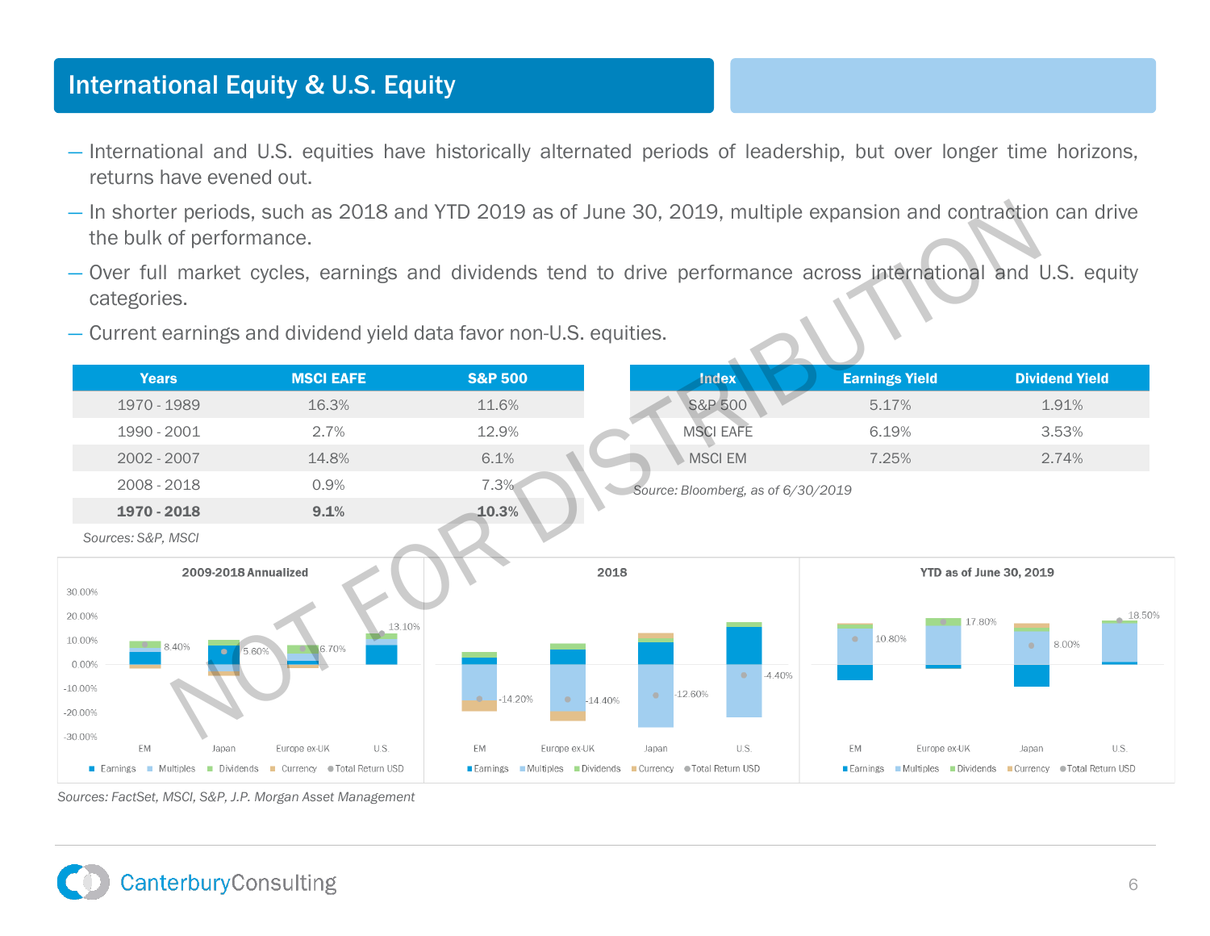# International Equity & U.S. Equity

- International and U.S. equities have historically alternated periods of leadership, but over longer time horizons, returns have evened out.
- In shorter periods, such as 2018 and YTD 2019 as of June 30, 2019, multiple expansion and contraction can drive the bulk of performance.
- Over full market cycles, earnings and dividends tend to drive performance across international and U.S. equity categories.
- Current earnings and dividend yield data favor non-U.S. equities.

| Years | MSCI EAFE | S&P 500 |
|---|---|---|
| 1970 - 1989 | 16.3% | 11.6% |
| 1990 - 2001 | 2.7% | 12.9% |
| 2002 - 2007 | 14.8% | 6.1% |
| 2008 - 2018 | 0.9% | 7.3% |
| **1970 - 2018** | **9.1%** | **10.3%** |

*Sources: S&P, MSCI*

| Index | Earnings Yield | Dividend Yield |
|---|---|---|
| S&P 500 | 5.17% | 1.91% |
| MSCI EAFE | 6.19% | 3.53% |
| MSCI EM | 7.25% | 2.74% |

*Source: Bloomberg, as of 6/30/2019*

**2009-2018 Annualized**

| | EM | Japan | Europe ex-UK | U.S. |
|---|---|---|---|---|
| Total Return USD | 8.40% | 5.60% | 6.70% | 13.10% |

**2018**

| | EM | Europe ex-UK | Japan | U.S. |
|---|---|---|---|---|
| Total Return USD | -14.20% | -14.40% | -12.60% | -4.40% |

**YTD as of June 30, 2019**

| | EM | Europe ex-UK | Japan | U.S. |
|---|---|---|---|---|
| Total Return USD | 10.80% | 17.80% | 8.00% | 18.50% |

Legend: Earnings, Multiples, Dividends, Currency, Total Return USD

*Sources: FactSet, MSCI, S&P, J.P. Morgan Asset Management*

NOT FOR DISTRIBUTION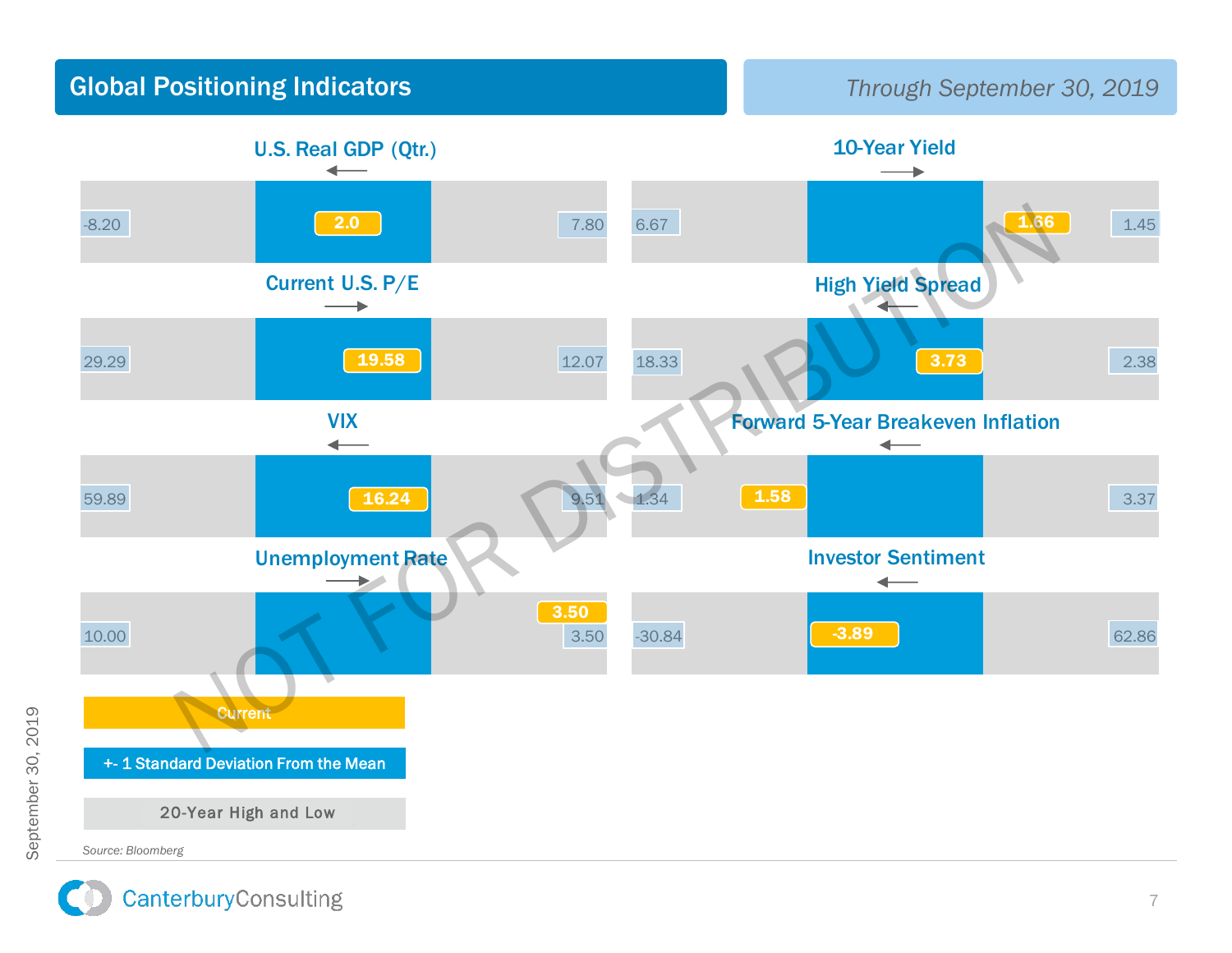## Global Positioning Indicators

*Through September 30, 2019*

U.S. Real GDP (Qtr.)

-8.20 2.0 7.80

10-Year Yield

6.67 1.66 1.45

Current U.S. P/E

29.29 19.58 12.07

High Yield Spread

18.33 3.73 2.38

VIX

59.89 16.24 9.51

Forward 5-Year Breakeven Inflation

1.34 1.58 3.37

Unemployment Rate

10.00 3.50 3.50

Investor Sentiment

-30.84 -3.89 62.86

Current

+- 1 Standard Deviation From the Mean

20-Year High and Low

NOT FOR DISTRIBUTION

*Source: Bloomberg*